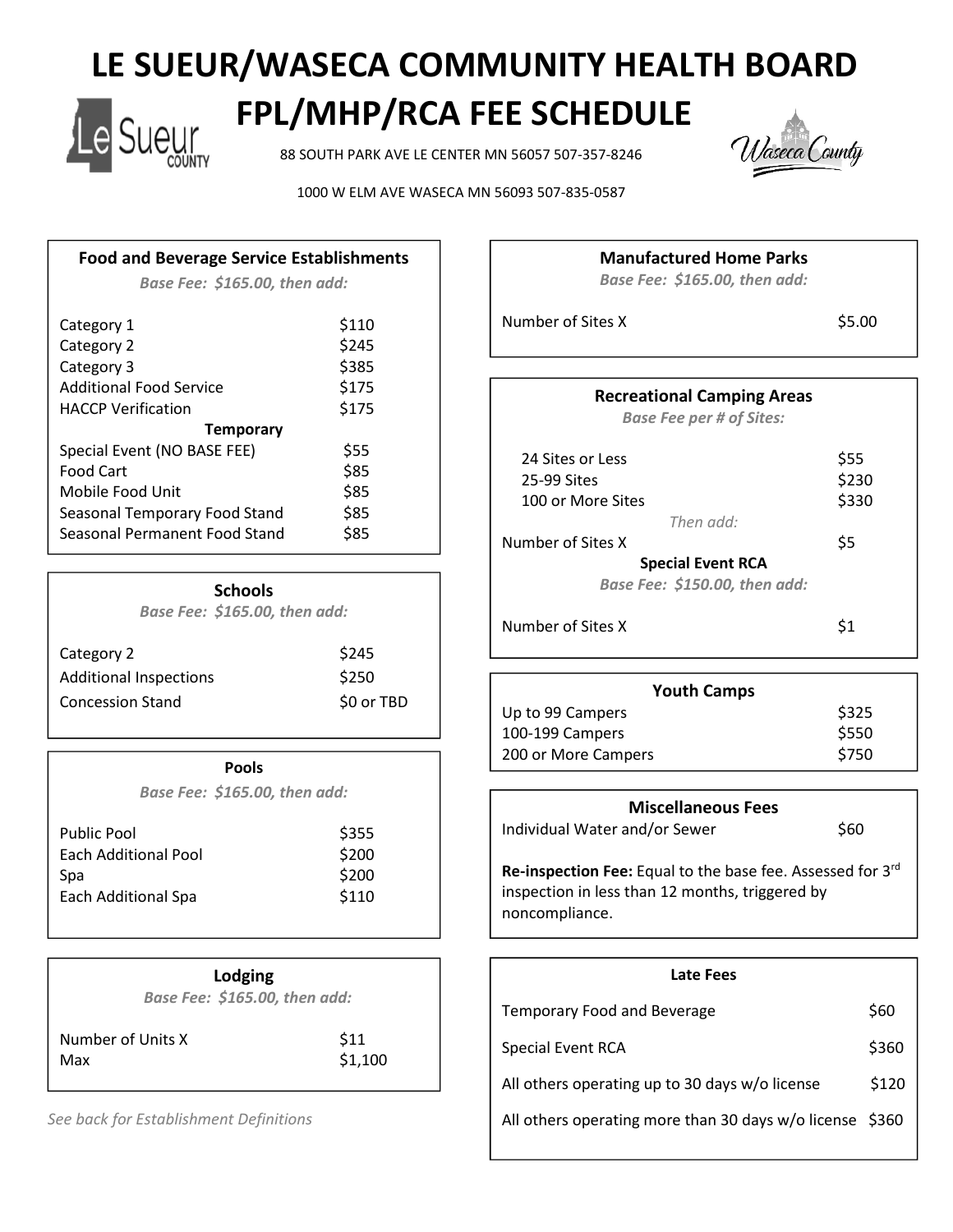# LE SUEUR/WASECA COMMUNITY HEALTH BOARD

# FPL/MHP/RCA FEE SCHEDULE

88 SOUTH PARK AVE LE CENTER MN 56057 507-357-8246

1000 W ELM AVE WASECA MN 56093 507-835-0587

### Food and Beverage Service Establishments

*Base Fee: $165.00, then add:*

| | |
|---|---|
| Category 1 | $110 |
| Category 2 | $245 |
| Category 3 | $385 |
| Additional Food Service | $175 |
| HACCP Verification | $175 |
| **Temporary** | |
| Special Event (NO BASE FEE) | $55 |
| Food Cart | $85 |
| Mobile Food Unit | $85 |
| Seasonal Temporary Food Stand | $85 |
| Seasonal Permanent Food Stand | $85 |

### Schools

*Base Fee: $165.00, then add:*

| | |
|---|---|
| Category 2 | $245 |
| Additional Inspections | $250 |
| Concession Stand | $0 or TBD |

### Pools

*Base Fee: $165.00, then add:*

| | |
|---|---|
| Public Pool | $355 |
| Each Additional Pool | $200 |
| Spa | $200 |
| Each Additional Spa | $110 |

### Lodging

*Base Fee: $165.00, then add:*

| | |
|---|---|
| Number of Units X | $11 |
| Max | $1,100 |

*See back for Establishment Definitions*

### Manufactured Home Parks

*Base Fee: $165.00, then add:*

| | |
|---|---|
| Number of Sites X | $5.00 |

### Recreational Camping Areas

*Base Fee per # of Sites:*

| | |
|---|---|
| 24 Sites or Less | $55 |
| 25-99 Sites | $230 |
| 100 or More Sites | $330 |
| *Then add:* | |
| Number of Sites X | $5 |

**Special Event RCA**

*Base Fee: $150.00, then add:*

| | |
|---|---|
| Number of Sites X | $1 |

### Youth Camps

| | |
|---|---|
| Up to 99 Campers | $325 |
| 100-199 Campers | $550 |
| 200 or More Campers | $750 |

### Miscellaneous Fees

| | |
|---|---|
| Individual Water and/or Sewer | $60 |

**Re-inspection Fee:** Equal to the base fee. Assessed for 3rd inspection in less than 12 months, triggered by noncompliance.

### Late Fees

| | |
|---|---|
| Temporary Food and Beverage | $60 |
| Special Event RCA | $360 |
| All others operating up to 30 days w/o license | $120 |
| All others operating more than 30 days w/o license | $360 |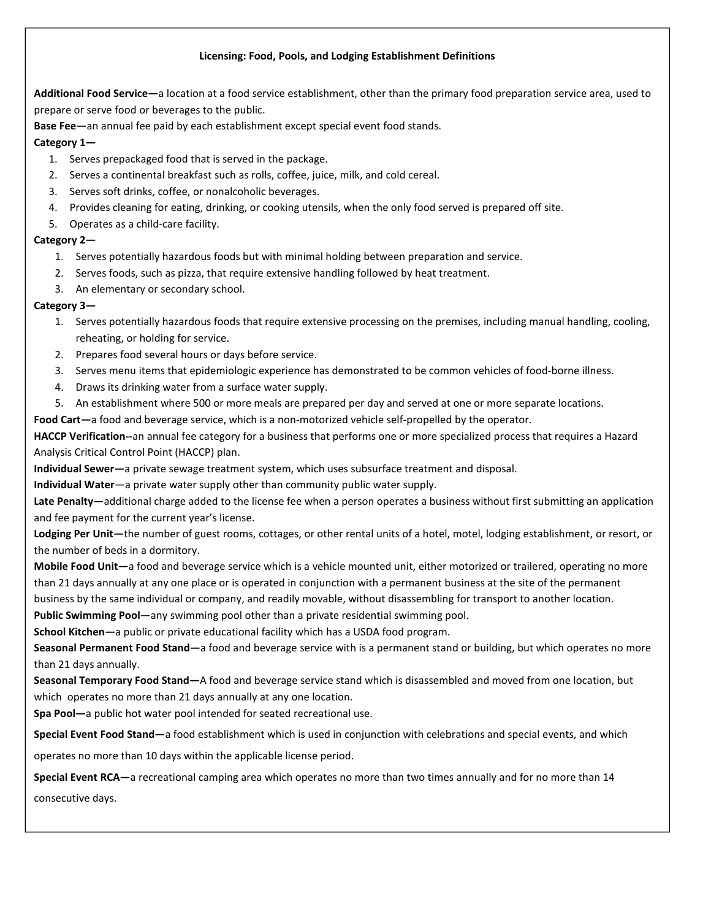### Licensing: Food, Pools, and Lodging Establishment Definitions

**Additional Food Service—**a location at a food service establishment, other than the primary food preparation service area, used to prepare or serve food or beverages to the public.

**Base Fee—**an annual fee paid by each establishment except special event food stands.

**Category 1—**

1. Serves prepackaged food that is served in the package.
2. Serves a continental breakfast such as rolls, coffee, juice, milk, and cold cereal.
3. Serves soft drinks, coffee, or nonalcoholic beverages.
4. Provides cleaning for eating, drinking, or cooking utensils, when the only food served is prepared off site.
5. Operates as a child-care facility.

**Category 2—**

1. Serves potentially hazardous foods but with minimal holding between preparation and service.
2. Serves foods, such as pizza, that require extensive handling followed by heat treatment.
3. An elementary or secondary school.

**Category 3—**

1. Serves potentially hazardous foods that require extensive processing on the premises, including manual handling, cooling, reheating, or holding for service.
2. Prepares food several hours or days before service.
3. Serves menu items that epidemiologic experience has demonstrated to be common vehicles of food-borne illness.
4. Draws its drinking water from a surface water supply.
5. An establishment where 500 or more meals are prepared per day and served at one or more separate locations.

**Food Cart—**a food and beverage service, which is a non-motorized vehicle self-propelled by the operator.

**HACCP Verification--**an annual fee category for a business that performs one or more specialized process that requires a Hazard Analysis Critical Control Point (HACCP) plan.

**Individual Sewer—**a private sewage treatment system, which uses subsurface treatment and disposal.

**Individual Water**—a private water supply other than community public water supply.

**Late Penalty—**additional charge added to the license fee when a person operates a business without first submitting an application and fee payment for the current year's license.

**Lodging Per Unit—**the number of guest rooms, cottages, or other rental units of a hotel, motel, lodging establishment, or resort, or the number of beds in a dormitory.

**Mobile Food Unit—**a food and beverage service which is a vehicle mounted unit, either motorized or trailered, operating no more than 21 days annually at any one place or is operated in conjunction with a permanent business at the site of the permanent business by the same individual or company, and readily movable, without disassembling for transport to another location.

**Public Swimming Pool**—any swimming pool other than a private residential swimming pool.

**School Kitchen—**a public or private educational facility which has a USDA food program.

**Seasonal Permanent Food Stand—**a food and beverage service with is a permanent stand or building, but which operates no more than 21 days annually.

**Seasonal Temporary Food Stand—**A food and beverage service stand which is disassembled and moved from one location, but which operates no more than 21 days annually at any one location.

**Spa Pool—**a public hot water pool intended for seated recreational use.

**Special Event Food Stand—**a food establishment which is used in conjunction with celebrations and special events, and which operates no more than 10 days within the applicable license period.

**Special Event RCA—**a recreational camping area which operates no more than two times annually and for no more than 14 consecutive days.